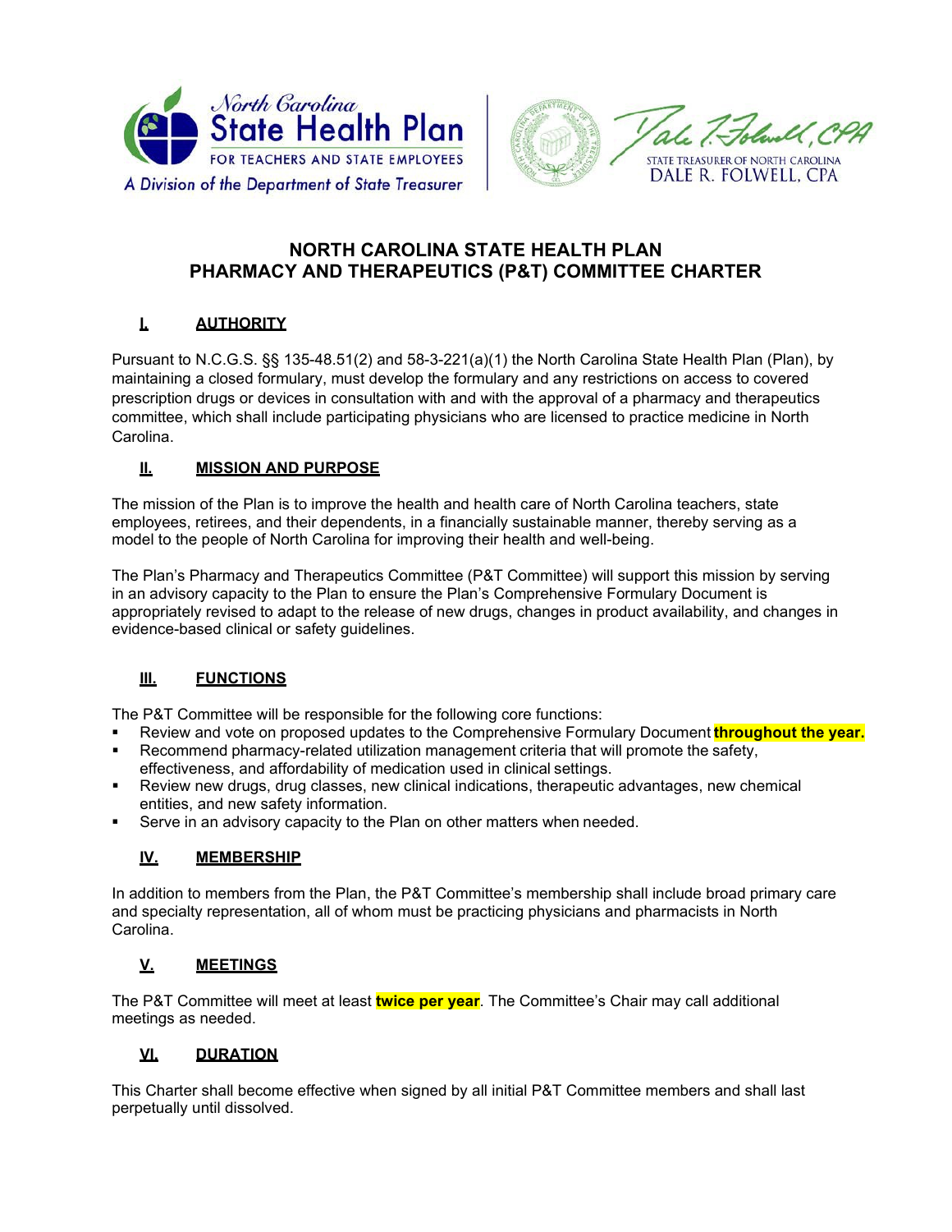North Carolina State Health Plan FOR TEACHERS AND STATE EMPLOYEES

A Division of the Department of State Treasurer

STATE TREASURER OF NORTH CAROLINA DALE R. FOLWELL, CPA

# NORTH CAROLINA STATE HEALTH PLAN PHARMACY AND THERAPEUTICS (P&T) COMMITTEE CHARTER

## I. AUTHORITY

Pursuant to N.C.G.S. §§ 135-48.51(2) and 58-3-221(a)(1) the North Carolina State Health Plan (Plan), by maintaining a closed formulary, must develop the formulary and any restrictions on access to covered prescription drugs or devices in consultation with and with the approval of a pharmacy and therapeutics committee, which shall include participating physicians who are licensed to practice medicine in North Carolina.

## II. MISSION AND PURPOSE

The mission of the Plan is to improve the health and health care of North Carolina teachers, state employees, retirees, and their dependents, in a financially sustainable manner, thereby serving as a model to the people of North Carolina for improving their health and well-being.

The Plan's Pharmacy and Therapeutics Committee (P&T Committee) will support this mission by serving in an advisory capacity to the Plan to ensure the Plan's Comprehensive Formulary Document is appropriately revised to adapt to the release of new drugs, changes in product availability, and changes in evidence-based clinical or safety guidelines.

## III. FUNCTIONS

The P&T Committee will be responsible for the following core functions:

- Review and vote on proposed updates to the Comprehensive Formulary Document **throughout the year.**
- Recommend pharmacy-related utilization management criteria that will promote the safety, effectiveness, and affordability of medication used in clinical settings.
- Review new drugs, drug classes, new clinical indications, therapeutic advantages, new chemical entities, and new safety information.
- Serve in an advisory capacity to the Plan on other matters when needed.

## IV. MEMBERSHIP

In addition to members from the Plan, the P&T Committee's membership shall include broad primary care and specialty representation, all of whom must be practicing physicians and pharmacists in North Carolina.

## V. MEETINGS

The P&T Committee will meet at least **twice per year**. The Committee's Chair may call additional meetings as needed.

## VI. DURATION

This Charter shall become effective when signed by all initial P&T Committee members and shall last perpetually until dissolved.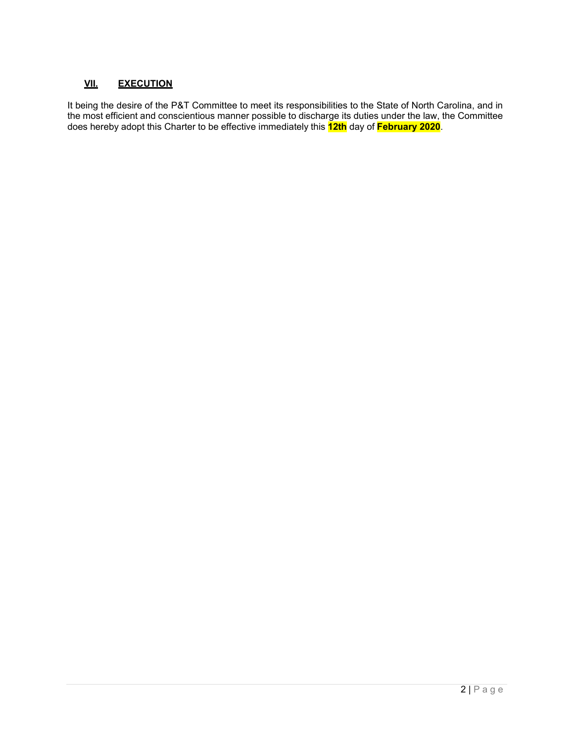## VII. EXECUTION

It being the desire of the P&T Committee to meet its responsibilities to the State of North Carolina, and in the most efficient and conscientious manner possible to discharge its duties under the law, the Committee does hereby adopt this Charter to be effective immediately this **12th** day of **February 2020**.